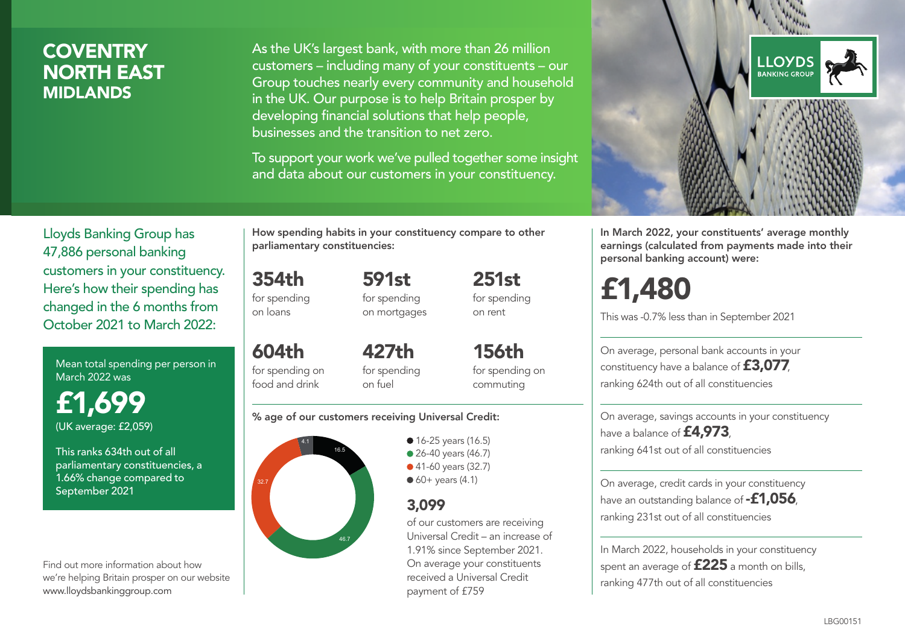# COVENTRY NORTH EAST
## MIDLANDS

As the UK's largest bank, with more than 26 million customers – including many of your constituents – our Group touches nearly every community and household in the UK. Our purpose is to help Britain prosper by developing financial solutions that help people, businesses and the transition to net zero.

To support your work we've pulled together some insight and data about our customers in your constituency.

LLOYDS BANKING GROUP

Lloyds Banking Group has 47,886 personal banking customers in your constituency. Here's how their spending has changed in the 6 months from October 2021 to March 2022:

Mean total spending per person in March 2022 was

**£1,699**

(UK average: £2,059)

This ranks 634th out of all parliamentary constituencies, a 1.66% change compared to September 2021

Find out more information about how we're helping Britain prosper on our website www.lloydsbankinggroup.com

**How spending habits in your constituency compare to other parliamentary constituencies:**

**354th** for spending on loans

**591st** for spending on mortgages

**251st** for spending on rent

**604th** for spending on food and drink

**427th** for spending on fuel

**156th** for spending on commuting

**% age of our customers receiving Universal Credit:**

4.1
16.5
32.7
46.7

- 16-25 years (16.5)
- 26-40 years (46.7)
- 41-60 years (32.7)
- 60+ years (4.1)

**3,099**

of our customers are receiving Universal Credit – an increase of 1.91% since September 2021. On average your constituents received a Universal Credit payment of £759

**In March 2022, your constituents' average monthly earnings (calculated from payments made into their personal banking account) were:**

**£1,480**

This was -0.7% less than in September 2021

On average, personal bank accounts in your constituency have a balance of **£3,077**, ranking 624th out of all constituencies

On average, savings accounts in your constituency have a balance of **£4,973**, ranking 641st out of all constituencies

On average, credit cards in your constituency have an outstanding balance of **-£1,056**, ranking 231st out of all constituencies

In March 2022, households in your constituency spent an average of **£225** a month on bills, ranking 477th out of all constituencies

LBG00151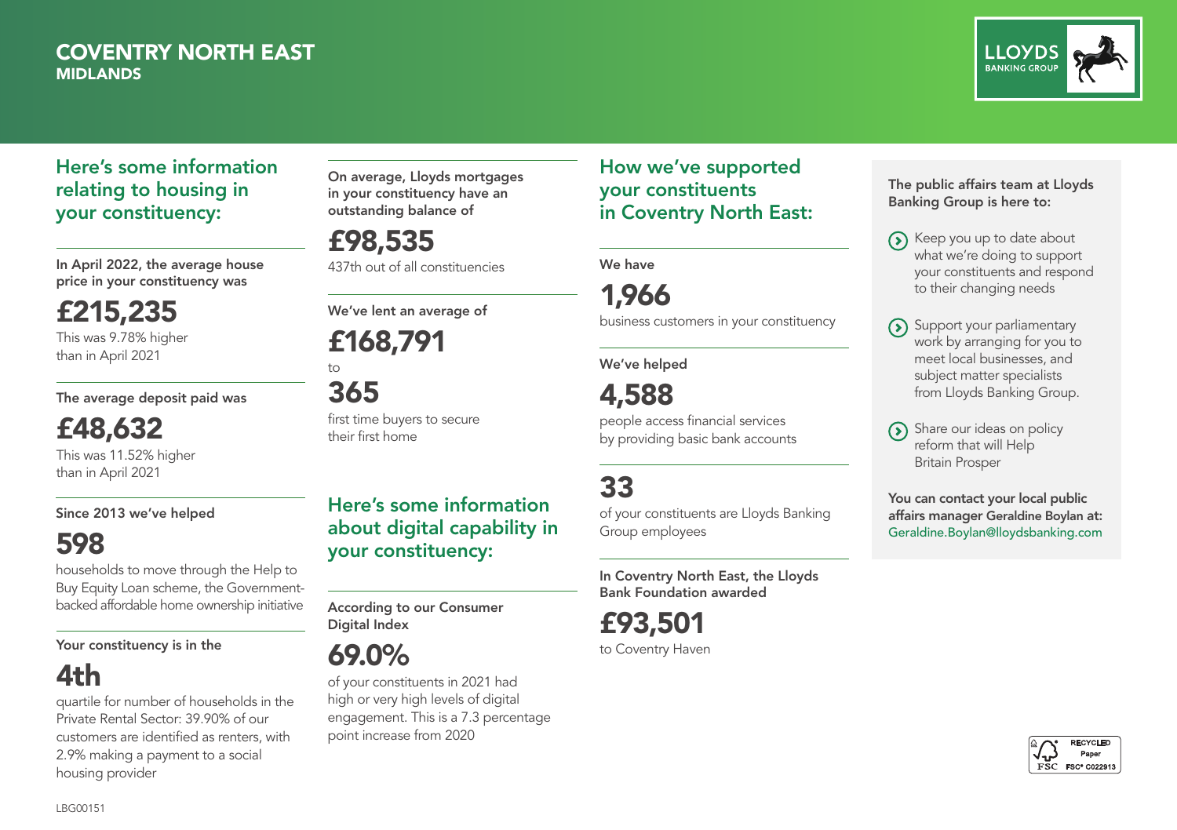# COVENTRY NORTH EAST
## MIDLANDS

## Here's some information relating to housing in your constituency:

**In April 2022, the average house price in your constituency was**

**£215,235**

This was 9.78% higher than in April 2021

**The average deposit paid was**

**£48,632**

This was 11.52% higher than in April 2021

**Since 2013 we've helped**

**598**

households to move through the Help to Buy Equity Loan scheme, the Government-backed affordable home ownership initiative

**Your constituency is in the**

**4th**

quartile for number of households in the Private Rental Sector: 39.90% of our customers are identified as renters, with 2.9% making a payment to a social housing provider

**On average, Lloyds mortgages in your constituency have an outstanding balance of**

**£98,535**

437th out of all constituencies

**We've lent an average of**

**£168,791**

to

**365**

first time buyers to secure their first home

## Here's some information about digital capability in your constituency:

**According to our Consumer Digital Index**

**69.0%**

of your constituents in 2021 had high or very high levels of digital engagement. This is a 7.3 percentage point increase from 2020

## How we've supported your constituents in Coventry North East:

**We have**

**1,966**

business customers in your constituency

**We've helped**

**4,588**

people access financial services by providing basic bank accounts

**33**

of your constituents are Lloyds Banking Group employees

**In Coventry North East, the Lloyds Bank Foundation awarded**

**£93,501**

to Coventry Haven

**The public affairs team at Lloyds Banking Group is here to:**

- Keep you up to date about what we're doing to support your constituents and respond to their changing needs
- Support your parliamentary work by arranging for you to meet local businesses, and subject matter specialists from Lloyds Banking Group.
- Share our ideas on policy reform that will Help Britain Prosper

**You can contact your local public affairs manager Geraldine Boylan at:**
Geraldine.Boylan@lloydsbanking.com

LBG00151